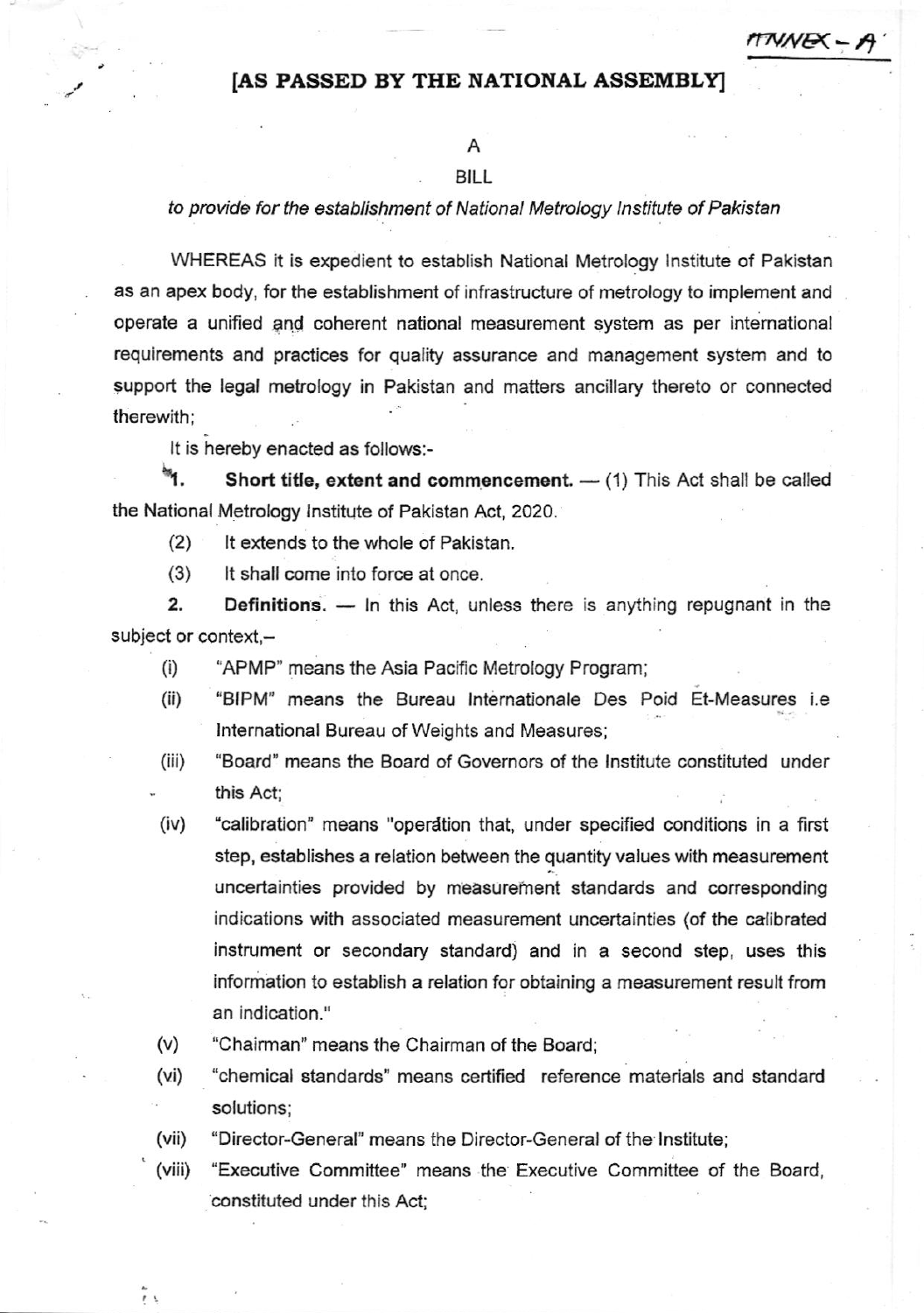ANNEX – A

**[AS PASSED BY THE NATIONAL ASSEMBLY]**

A

BILL

*to provide for the establishment of National Metrology Institute of Pakistan*

WHEREAS it is expedient to establish National Metrology Institute of Pakistan as an apex body, for the establishment of infrastructure of metrology to implement and operate a unified and coherent national measurement system as per international requirements and practices for quality assurance and management system and to support the legal metrology in Pakistan and matters ancillary thereto or connected therewith;

It is hereby enacted as follows:-

**1. Short title, extent and commencement.** — (1) This Act shall be called the National Metrology Institute of Pakistan Act, 2020.

(2) It extends to the whole of Pakistan.

(3) It shall come into force at once.

**2. Definitions.** — In this Act, unless there is anything repugnant in the subject or context,–

(i) "APMP" means the Asia Pacific Metrology Program;

(ii) "BIPM" means the Bureau Internationale Des Poid Et-Measures i.e International Bureau of Weights and Measures;

(iii) "Board" means the Board of Governors of the Institute constituted under this Act;

(iv) "calibration" means "operation that, under specified conditions in a first step, establishes a relation between the quantity values with measurement uncertainties provided by measurement standards and corresponding indications with associated measurement uncertainties (of the calibrated instrument or secondary standard) and in a second step, uses this information to establish a relation for obtaining a measurement result from an indication."

(v) "Chairman" means the Chairman of the Board;

(vi) "chemical standards" means certified reference materials and standard solutions;

(vii) "Director-General" means the Director-General of the Institute;

(viii) "Executive Committee" means the Executive Committee of the Board, constituted under this Act;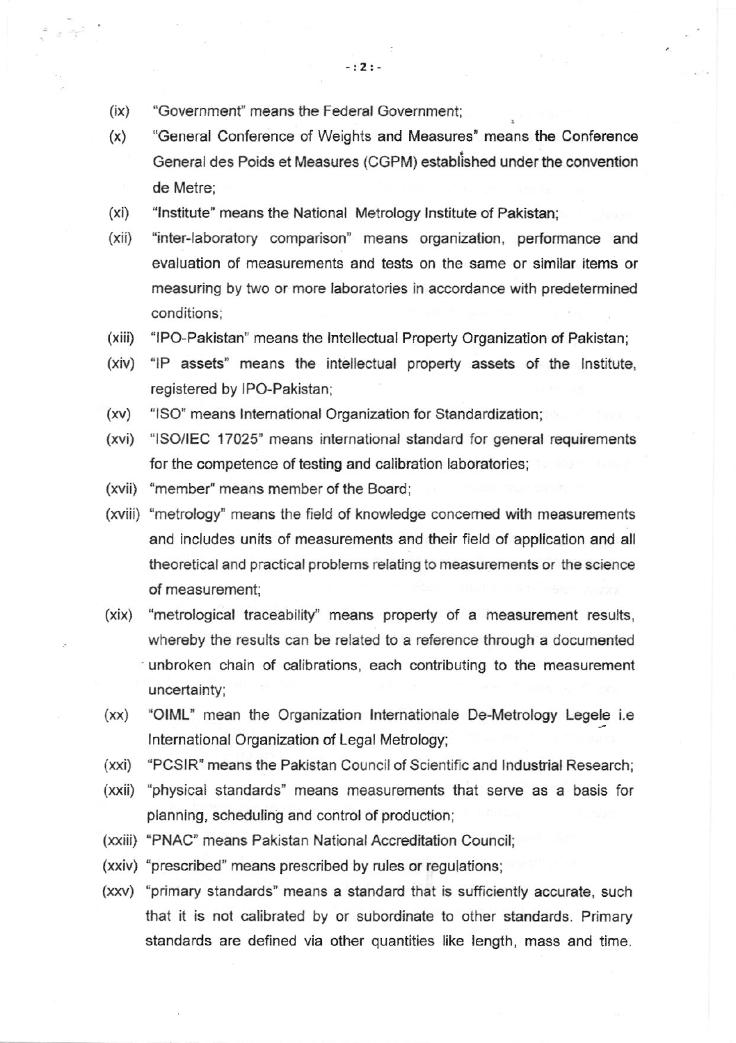(ix) "Government" means the Federal Government;

(x) "General Conference of Weights and Measures" means the Conference General des Poids et Measures (CGPM) established under the convention de Metre;

(xi) "Institute" means the National Metrology Institute of Pakistan;

(xii) "inter-laboratory comparison" means organization, performance and evaluation of measurements and tests on the same or similar items or measuring by two or more laboratories in accordance with predetermined conditions;

(xiii) "IPO-Pakistan" means the Intellectual Property Organization of Pakistan;

(xiv) "IP assets" means the intellectual property assets of the Institute, registered by IPO-Pakistan;

(xv) "ISO" means International Organization for Standardization;

(xvi) "ISO/IEC 17025" means international standard for general requirements for the competence of testing and calibration laboratories;

(xvii) "member" means member of the Board;

(xviii) "metrology" means the field of knowledge concerned with measurements and includes units of measurements and their field of application and all theoretical and practical problems relating to measurements or the science of measurement;

(xix) "metrological traceability" means property of a measurement results, whereby the results can be related to a reference through a documented unbroken chain of calibrations, each contributing to the measurement uncertainty;

(xx) "OIML" mean the Organization Internationale De-Metrology Legele i.e International Organization of Legal Metrology;

(xxi) "PCSIR" means the Pakistan Council of Scientific and Industrial Research;

(xxii) "physical standards" means measurements that serve as a basis for planning, scheduling and control of production;

(xxiii) "PNAC" means Pakistan National Accreditation Council;

(xxiv) "prescribed" means prescribed by rules or regulations;

(xxv) "primary standards" means a standard that is sufficiently accurate, such that it is not calibrated by or subordinate to other standards. Primary standards are defined via other quantities like length, mass and time.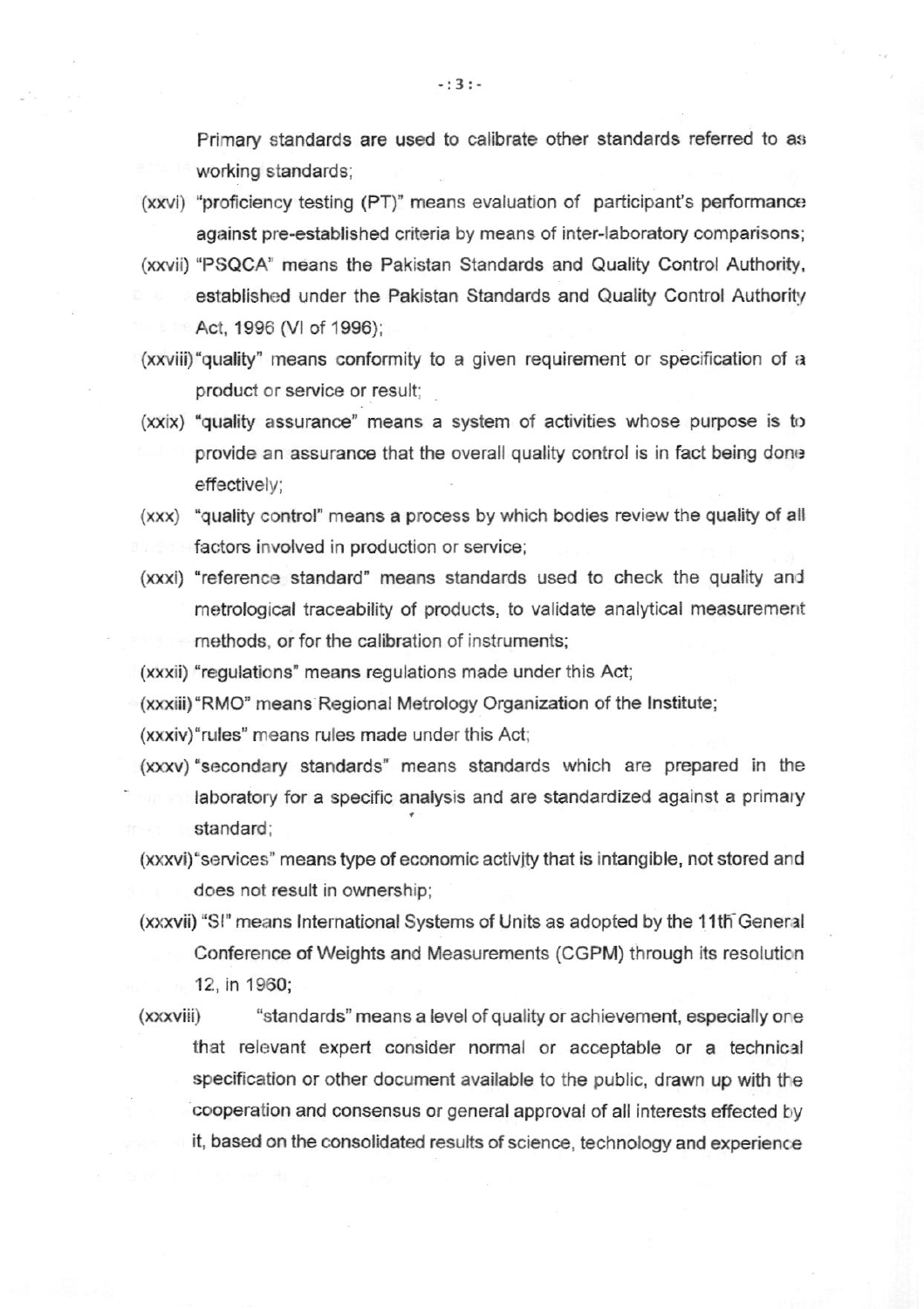Primary standards are used to calibrate other standards referred to as working standards;

(xxvi) "proficiency testing (PT)" means evaluation of participant's performance against pre-established criteria by means of inter-laboratory comparisons;

(xxvii) "PSQCA" means the Pakistan Standards and Quality Control Authority, established under the Pakistan Standards and Quality Control Authority Act, 1996 (VI of 1996);

(xxviii) "quality" means conformity to a given requirement or specification of a product or service or result;

(xxix) "quality assurance" means a system of activities whose purpose is to provide an assurance that the overall quality control is in fact being done effectively;

(xxx) "quality control" means a process by which bodies review the quality of all factors involved in production or service;

(xxxi) "reference standard" means standards used to check the quality and metrological traceability of products, to validate analytical measurement methods, or for the calibration of instruments;

(xxxii) "regulations" means regulations made under this Act;

(xxxiii) "RMO" means Regional Metrology Organization of the Institute;

(xxxiv) "rules" means rules made under this Act;

(xxxv) "secondary standards" means standards which are prepared in the laboratory for a specific analysis and are standardized against a primary standard;

(xxxvi) "services" means type of economic activity that is intangible, not stored and does not result in ownership;

(xxxvii) "SI" means International Systems of Units as adopted by the 11th General Conference of Weights and Measurements (CGPM) through its resolution 12, in 1960;

(xxxviii) "standards" means a level of quality or achievement, especially one that relevant expert consider normal or acceptable or a technical specification or other document available to the public, drawn up with the cooperation and consensus or general approval of all interests effected by it, based on the consolidated results of science, technology and experience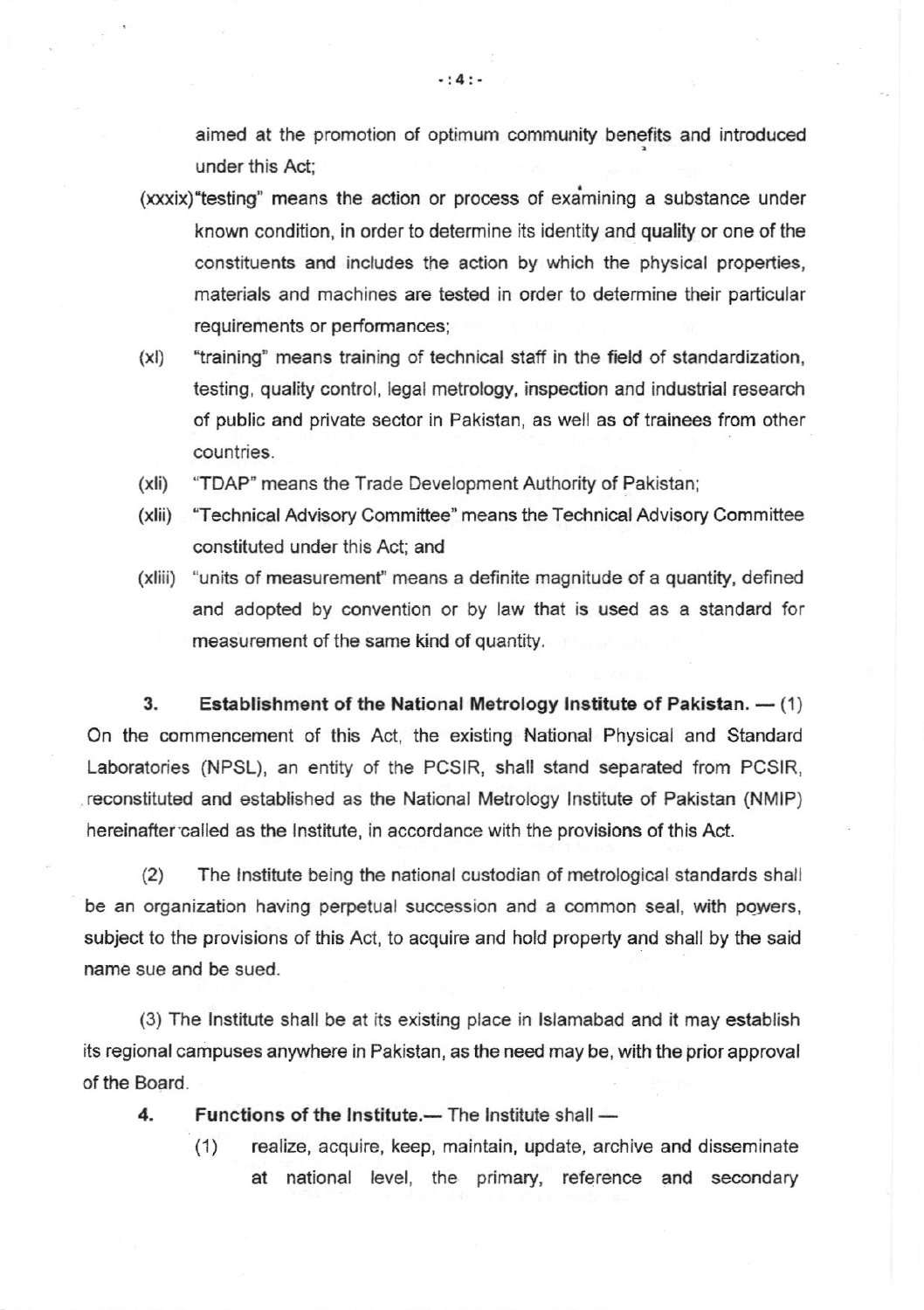aimed at the promotion of optimum community benefits and introduced under this Act;

(xxxix) "testing" means the action or process of examining a substance under known condition, in order to determine its identity and quality or one of the constituents and includes the action by which the physical properties, materials and machines are tested in order to determine their particular requirements or performances;

(xl) "training" means training of technical staff in the field of standardization, testing, quality control, legal metrology, inspection and industrial research of public and private sector in Pakistan, as well as of trainees from other countries.

(xli) "TDAP" means the Trade Development Authority of Pakistan;

(xlii) "Technical Advisory Committee" means the Technical Advisory Committee constituted under this Act; and

(xliii) "units of measurement" means a definite magnitude of a quantity, defined and adopted by convention or by law that is used as a standard for measurement of the same kind of quantity.

**3. Establishment of the National Metrology Institute of Pakistan. —** (1) On the commencement of this Act, the existing National Physical and Standard Laboratories (NPSL), an entity of the PCSIR, shall stand separated from PCSIR, reconstituted and established as the National Metrology Institute of Pakistan (NMIP) hereinafter called as the Institute, in accordance with the provisions of this Act.

(2) The Institute being the national custodian of metrological standards shall be an organization having perpetual succession and a common seal, with powers, subject to the provisions of this Act, to acquire and hold property and shall by the said name sue and be sued.

(3) The Institute shall be at its existing place in Islamabad and it may establish its regional campuses anywhere in Pakistan, as the need may be, with the prior approval of the Board.

**4. Functions of the Institute.—** The Institute shall —

(1) realize, acquire, keep, maintain, update, archive and disseminate at national level, the primary, reference and secondary